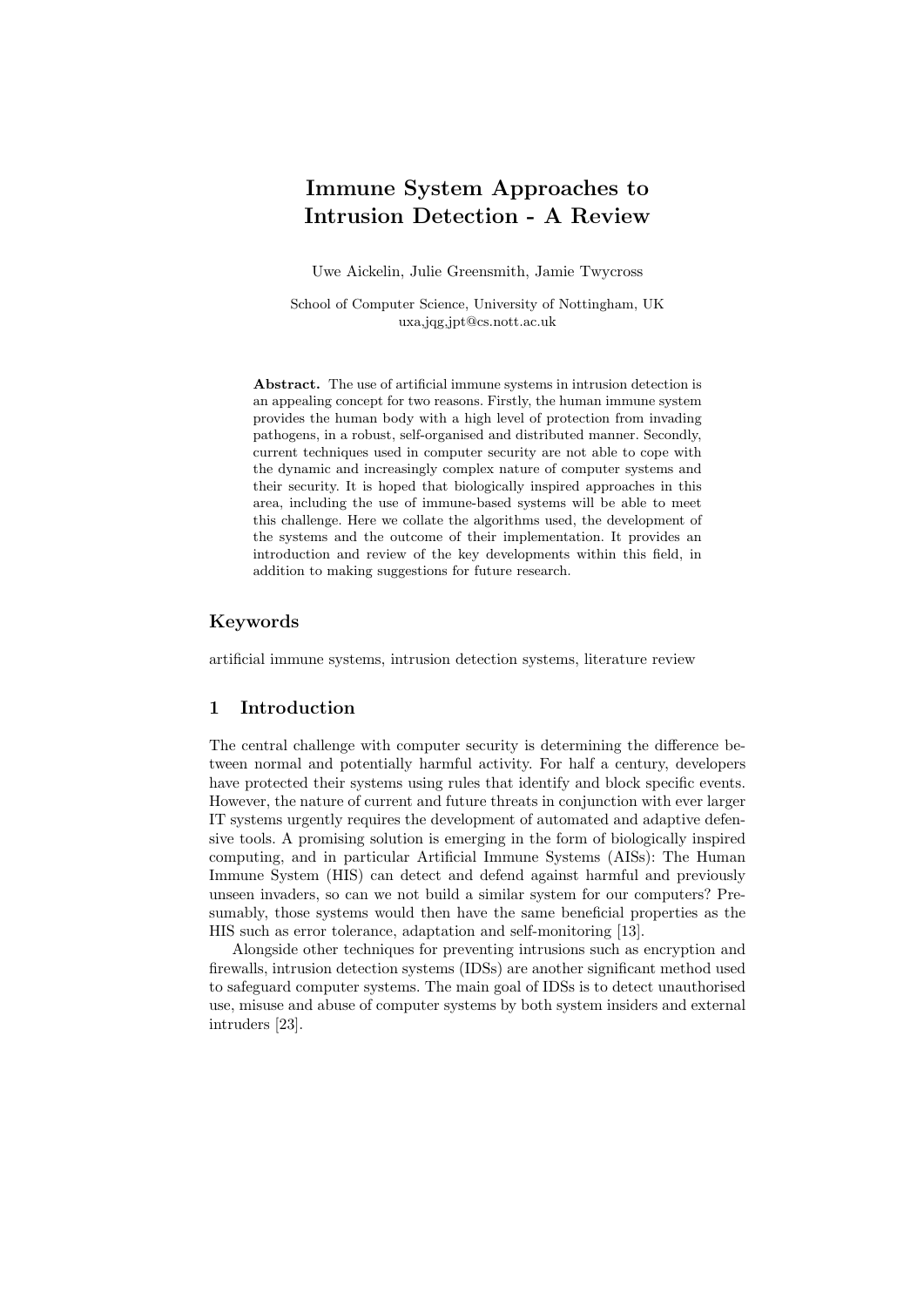# Immune System Approaches to Intrusion Detection - A Review

Uwe Aickelin, Julie Greensmith, Jamie Twycross

School of Computer Science, University of Nottingham, UK
uxa,jqg,jpt@cs.nott.ac.uk

**Abstract.** The use of artificial immune systems in intrusion detection is an appealing concept for two reasons. Firstly, the human immune system provides the human body with a high level of protection from invading pathogens, in a robust, self-organised and distributed manner. Secondly, current techniques used in computer security are not able to cope with the dynamic and increasingly complex nature of computer systems and their security. It is hoped that biologically inspired approaches in this area, including the use of immune-based systems will be able to meet this challenge. Here we collate the algorithms used, the development of the systems and the outcome of their implementation. It provides an introduction and review of the key developments within this field, in addition to making suggestions for future research.

## Keywords

artificial immune systems, intrusion detection systems, literature review

## 1 Introduction

The central challenge with computer security is determining the difference between normal and potentially harmful activity. For half a century, developers have protected their systems using rules that identify and block specific events. However, the nature of current and future threats in conjunction with ever larger IT systems urgently requires the development of automated and adaptive defensive tools. A promising solution is emerging in the form of biologically inspired computing, and in particular Artificial Immune Systems (AISs): The Human Immune System (HIS) can detect and defend against harmful and previously unseen invaders, so can we not build a similar system for our computers? Presumably, those systems would then have the same beneficial properties as the HIS such as error tolerance, adaptation and self-monitoring [13].

Alongside other techniques for preventing intrusions such as encryption and firewalls, intrusion detection systems (IDSs) are another significant method used to safeguard computer systems. The main goal of IDSs is to detect unauthorised use, misuse and abuse of computer systems by both system insiders and external intruders [23].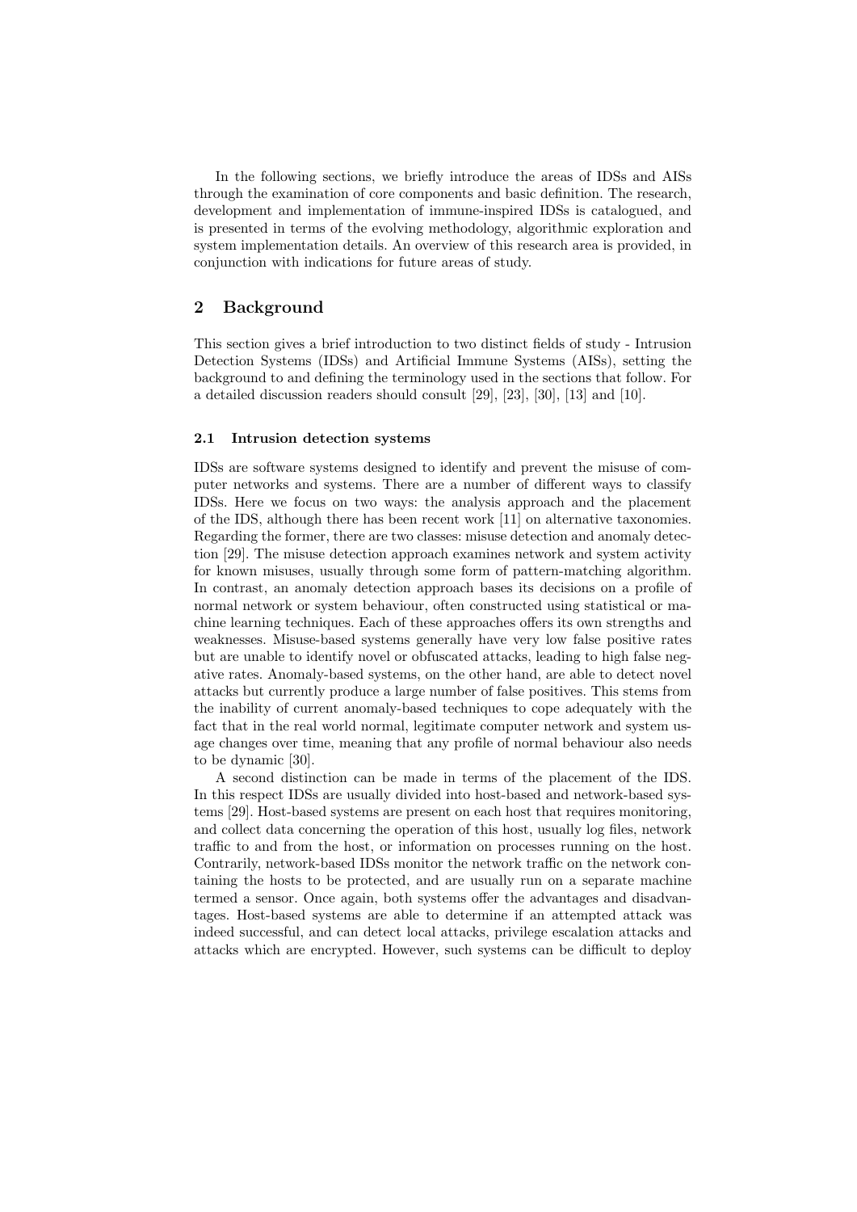In the following sections, we briefly introduce the areas of IDSs and AISs through the examination of core components and basic definition. The research, development and implementation of immune-inspired IDSs is catalogued, and is presented in terms of the evolving methodology, algorithmic exploration and system implementation details. An overview of this research area is provided, in conjunction with indications for future areas of study.

## 2 Background

This section gives a brief introduction to two distinct fields of study - Intrusion Detection Systems (IDSs) and Artificial Immune Systems (AISs), setting the background to and defining the terminology used in the sections that follow. For a detailed discussion readers should consult [29], [23], [30], [13] and [10].

### 2.1 Intrusion detection systems

IDSs are software systems designed to identify and prevent the misuse of computer networks and systems. There are a number of different ways to classify IDSs. Here we focus on two ways: the analysis approach and the placement of the IDS, although there has been recent work [11] on alternative taxonomies. Regarding the former, there are two classes: misuse detection and anomaly detection [29]. The misuse detection approach examines network and system activity for known misuses, usually through some form of pattern-matching algorithm. In contrast, an anomaly detection approach bases its decisions on a profile of normal network or system behaviour, often constructed using statistical or machine learning techniques. Each of these approaches offers its own strengths and weaknesses. Misuse-based systems generally have very low false positive rates but are unable to identify novel or obfuscated attacks, leading to high false negative rates. Anomaly-based systems, on the other hand, are able to detect novel attacks but currently produce a large number of false positives. This stems from the inability of current anomaly-based techniques to cope adequately with the fact that in the real world normal, legitimate computer network and system usage changes over time, meaning that any profile of normal behaviour also needs to be dynamic [30].

A second distinction can be made in terms of the placement of the IDS. In this respect IDSs are usually divided into host-based and network-based systems [29]. Host-based systems are present on each host that requires monitoring, and collect data concerning the operation of this host, usually log files, network traffic to and from the host, or information on processes running on the host. Contrarily, network-based IDSs monitor the network traffic on the network containing the hosts to be protected, and are usually run on a separate machine termed a sensor. Once again, both systems offer the advantages and disadvantages. Host-based systems are able to determine if an attempted attack was indeed successful, and can detect local attacks, privilege escalation attacks and attacks which are encrypted. However, such systems can be difficult to deploy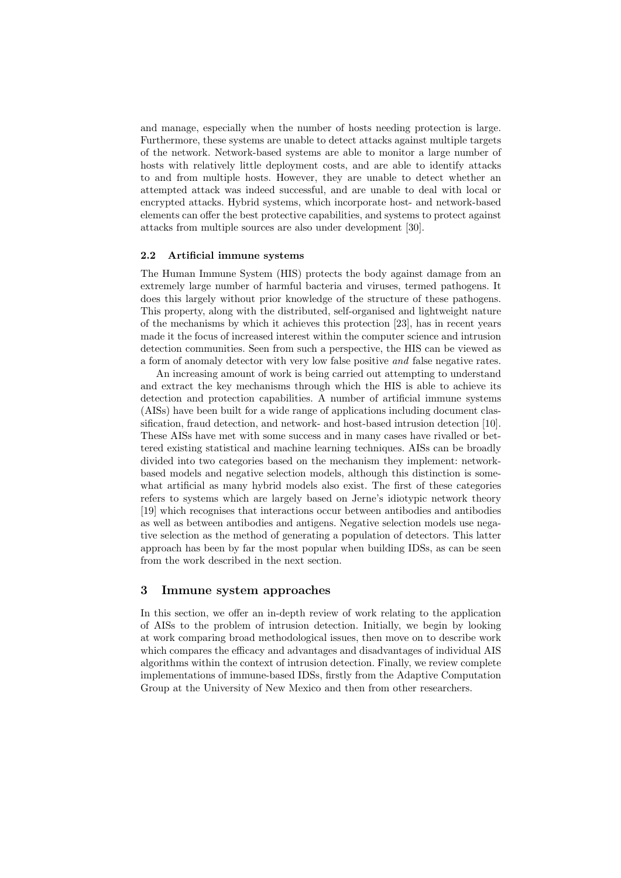and manage, especially when the number of hosts needing protection is large. Furthermore, these systems are unable to detect attacks against multiple targets of the network. Network-based systems are able to monitor a large number of hosts with relatively little deployment costs, and are able to identify attacks to and from multiple hosts. However, they are unable to detect whether an attempted attack was indeed successful, and are unable to deal with local or encrypted attacks. Hybrid systems, which incorporate host- and network-based elements can offer the best protective capabilities, and systems to protect against attacks from multiple sources are also under development [30].

### 2.2 Artificial immune systems

The Human Immune System (HIS) protects the body against damage from an extremely large number of harmful bacteria and viruses, termed pathogens. It does this largely without prior knowledge of the structure of these pathogens. This property, along with the distributed, self-organised and lightweight nature of the mechanisms by which it achieves this protection [23], has in recent years made it the focus of increased interest within the computer science and intrusion detection communities. Seen from such a perspective, the HIS can be viewed as a form of anomaly detector with very low false positive *and* false negative rates.

An increasing amount of work is being carried out attempting to understand and extract the key mechanisms through which the HIS is able to achieve its detection and protection capabilities. A number of artificial immune systems (AISs) have been built for a wide range of applications including document classification, fraud detection, and network- and host-based intrusion detection [10]. These AISs have met with some success and in many cases have rivalled or bettered existing statistical and machine learning techniques. AISs can be broadly divided into two categories based on the mechanism they implement: network-based models and negative selection models, although this distinction is somewhat artificial as many hybrid models also exist. The first of these categories refers to systems which are largely based on Jerne's idiotypic network theory [19] which recognises that interactions occur between antibodies and antibodies as well as between antibodies and antigens. Negative selection models use negative selection as the method of generating a population of detectors. This latter approach has been by far the most popular when building IDSs, as can be seen from the work described in the next section.

## 3 Immune system approaches

In this section, we offer an in-depth review of work relating to the application of AISs to the problem of intrusion detection. Initially, we begin by looking at work comparing broad methodological issues, then move on to describe work which compares the efficacy and advantages and disadvantages of individual AIS algorithms within the context of intrusion detection. Finally, we review complete implementations of immune-based IDSs, firstly from the Adaptive Computation Group at the University of New Mexico and then from other researchers.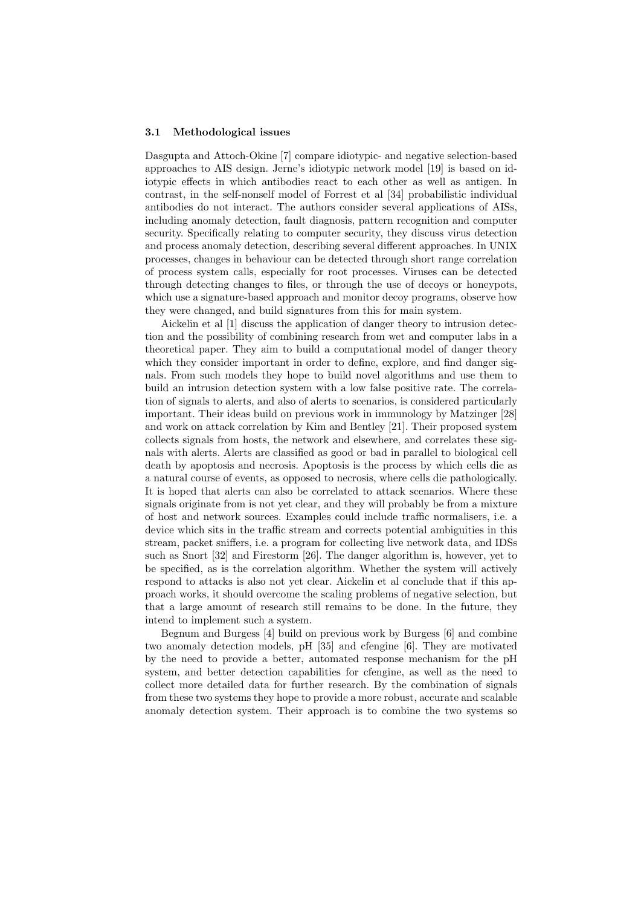### 3.1 Methodological issues

Dasgupta and Attoch-Okine [7] compare idiotypic- and negative selection-based approaches to AIS design. Jerne's idiotypic network model [19] is based on idiotypic effects in which antibodies react to each other as well as antigen. In contrast, in the self-nonself model of Forrest et al [34] probabilistic individual antibodies do not interact. The authors consider several applications of AISs, including anomaly detection, fault diagnosis, pattern recognition and computer security. Specifically relating to computer security, they discuss virus detection and process anomaly detection, describing several different approaches. In UNIX processes, changes in behaviour can be detected through short range correlation of process system calls, especially for root processes. Viruses can be detected through detecting changes to files, or through the use of decoys or honeypots, which use a signature-based approach and monitor decoy programs, observe how they were changed, and build signatures from this for main system.

Aickelin et al [1] discuss the application of danger theory to intrusion detection and the possibility of combining research from wet and computer labs in a theoretical paper. They aim to build a computational model of danger theory which they consider important in order to define, explore, and find danger signals. From such models they hope to build novel algorithms and use them to build an intrusion detection system with a low false positive rate. The correlation of signals to alerts, and also of alerts to scenarios, is considered particularly important. Their ideas build on previous work in immunology by Matzinger [28] and work on attack correlation by Kim and Bentley [21]. Their proposed system collects signals from hosts, the network and elsewhere, and correlates these signals with alerts. Alerts are classified as good or bad in parallel to biological cell death by apoptosis and necrosis. Apoptosis is the process by which cells die as a natural course of events, as opposed to necrosis, where cells die pathologically. It is hoped that alerts can also be correlated to attack scenarios. Where these signals originate from is not yet clear, and they will probably be from a mixture of host and network sources. Examples could include traffic normalisers, i.e. a device which sits in the traffic stream and corrects potential ambiguities in this stream, packet sniffers, i.e. a program for collecting live network data, and IDSs such as Snort [32] and Firestorm [26]. The danger algorithm is, however, yet to be specified, as is the correlation algorithm. Whether the system will actively respond to attacks is also not yet clear. Aickelin et al conclude that if this approach works, it should overcome the scaling problems of negative selection, but that a large amount of research still remains to be done. In the future, they intend to implement such a system.

Begnum and Burgess [4] build on previous work by Burgess [6] and combine two anomaly detection models, pH [35] and cfengine [6]. They are motivated by the need to provide a better, automated response mechanism for the pH system, and better detection capabilities for cfengine, as well as the need to collect more detailed data for further research. By the combination of signals from these two systems they hope to provide a more robust, accurate and scalable anomaly detection system. Their approach is to combine the two systems so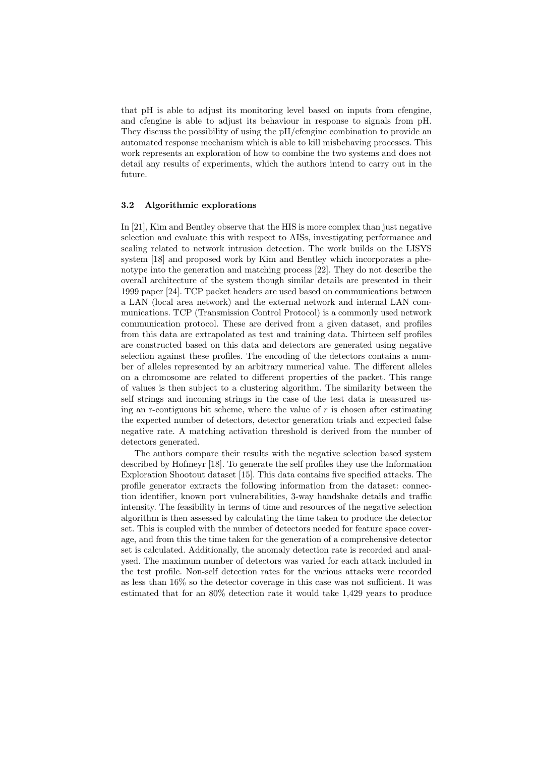that pH is able to adjust its monitoring level based on inputs from cfengine, and cfengine is able to adjust its behaviour in response to signals from pH. They discuss the possibility of using the pH/cfengine combination to provide an automated response mechanism which is able to kill misbehaving processes. This work represents an exploration of how to combine the two systems and does not detail any results of experiments, which the authors intend to carry out in the future.

### 3.2 Algorithmic explorations

In [21], Kim and Bentley observe that the HIS is more complex than just negative selection and evaluate this with respect to AISs, investigating performance and scaling related to network intrusion detection. The work builds on the LISYS system [18] and proposed work by Kim and Bentley which incorporates a phenotype into the generation and matching process [22]. They do not describe the overall architecture of the system though similar details are presented in their 1999 paper [24]. TCP packet headers are used based on communications between a LAN (local area network) and the external network and internal LAN communications. TCP (Transmission Control Protocol) is a commonly used network communication protocol. These are derived from a given dataset, and profiles from this data are extrapolated as test and training data. Thirteen self profiles are constructed based on this data and detectors are generated using negative selection against these profiles. The encoding of the detectors contains a number of alleles represented by an arbitrary numerical value. The different alleles on a chromosome are related to different properties of the packet. This range of values is then subject to a clustering algorithm. The similarity between the self strings and incoming strings in the case of the test data is measured using an r-contiguous bit scheme, where the value of $r$ is chosen after estimating the expected number of detectors, detector generation trials and expected false negative rate. A matching activation threshold is derived from the number of detectors generated.

The authors compare their results with the negative selection based system described by Hofmeyr [18]. To generate the self profiles they use the Information Exploration Shootout dataset [15]. This data contains five specified attacks. The profile generator extracts the following information from the dataset: connection identifier, known port vulnerabilities, 3-way handshake details and traffic intensity. The feasibility in terms of time and resources of the negative selection algorithm is then assessed by calculating the time taken to produce the detector set. This is coupled with the number of detectors needed for feature space coverage, and from this the time taken for the generation of a comprehensive detector set is calculated. Additionally, the anomaly detection rate is recorded and analysed. The maximum number of detectors was varied for each attack included in the test profile. Non-self detection rates for the various attacks were recorded as less than 16% so the detector coverage in this case was not sufficient. It was estimated that for an 80% detection rate it would take 1,429 years to produce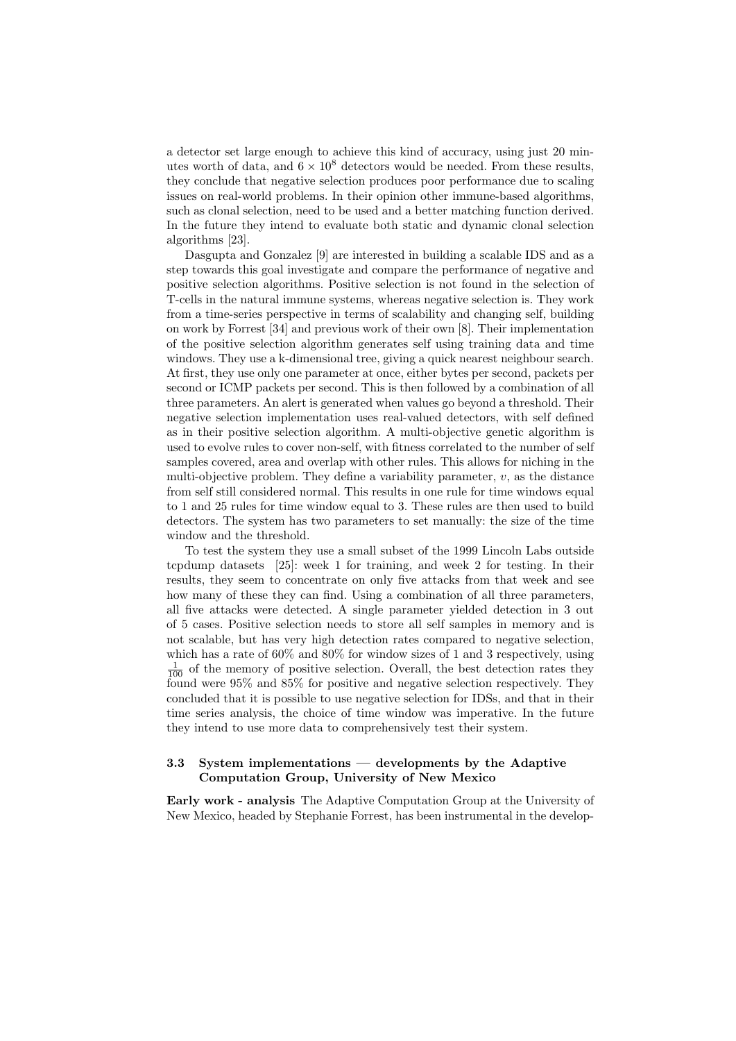a detector set large enough to achieve this kind of accuracy, using just 20 minutes worth of data, and $6 \times 10^8$ detectors would be needed. From these results, they conclude that negative selection produces poor performance due to scaling issues on real-world problems. In their opinion other immune-based algorithms, such as clonal selection, need to be used and a better matching function derived. In the future they intend to evaluate both static and dynamic clonal selection algorithms [23].

Dasgupta and Gonzalez [9] are interested in building a scalable IDS and as a step towards this goal investigate and compare the performance of negative and positive selection algorithms. Positive selection is not found in the selection of T-cells in the natural immune systems, whereas negative selection is. They work from a time-series perspective in terms of scalability and changing self, building on work by Forrest [34] and previous work of their own [8]. Their implementation of the positive selection algorithm generates self using training data and time windows. They use a k-dimensional tree, giving a quick nearest neighbour search. At first, they use only one parameter at once, either bytes per second, packets per second or ICMP packets per second. This is then followed by a combination of all three parameters. An alert is generated when values go beyond a threshold. Their negative selection implementation uses real-valued detectors, with self defined as in their positive selection algorithm. A multi-objective genetic algorithm is used to evolve rules to cover non-self, with fitness correlated to the number of self samples covered, area and overlap with other rules. This allows for niching in the multi-objective problem. They define a variability parameter, $v$, as the distance from self still considered normal. This results in one rule for time windows equal to 1 and 25 rules for time window equal to 3. These rules are then used to build detectors. The system has two parameters to set manually: the size of the time window and the threshold.

To test the system they use a small subset of the 1999 Lincoln Labs outside tcpdump datasets [25]: week 1 for training, and week 2 for testing. In their results, they seem to concentrate on only five attacks from that week and see how many of these they can find. Using a combination of all three parameters, all five attacks were detected. A single parameter yielded detection in 3 out of 5 cases. Positive selection needs to store all self samples in memory and is not scalable, but has very high detection rates compared to negative selection, which has a rate of 60% and 80% for window sizes of 1 and 3 respectively, using $\frac{1}{100}$ of the memory of positive selection. Overall, the best detection rates they found were 95% and 85% for positive and negative selection respectively. They concluded that it is possible to use negative selection for IDSs, and that in their time series analysis, the choice of time window was imperative. In the future they intend to use more data to comprehensively test their system.

### 3.3 System implementations — developments by the Adaptive Computation Group, University of New Mexico

**Early work - analysis** The Adaptive Computation Group at the University of New Mexico, headed by Stephanie Forrest, has been instrumental in the develop-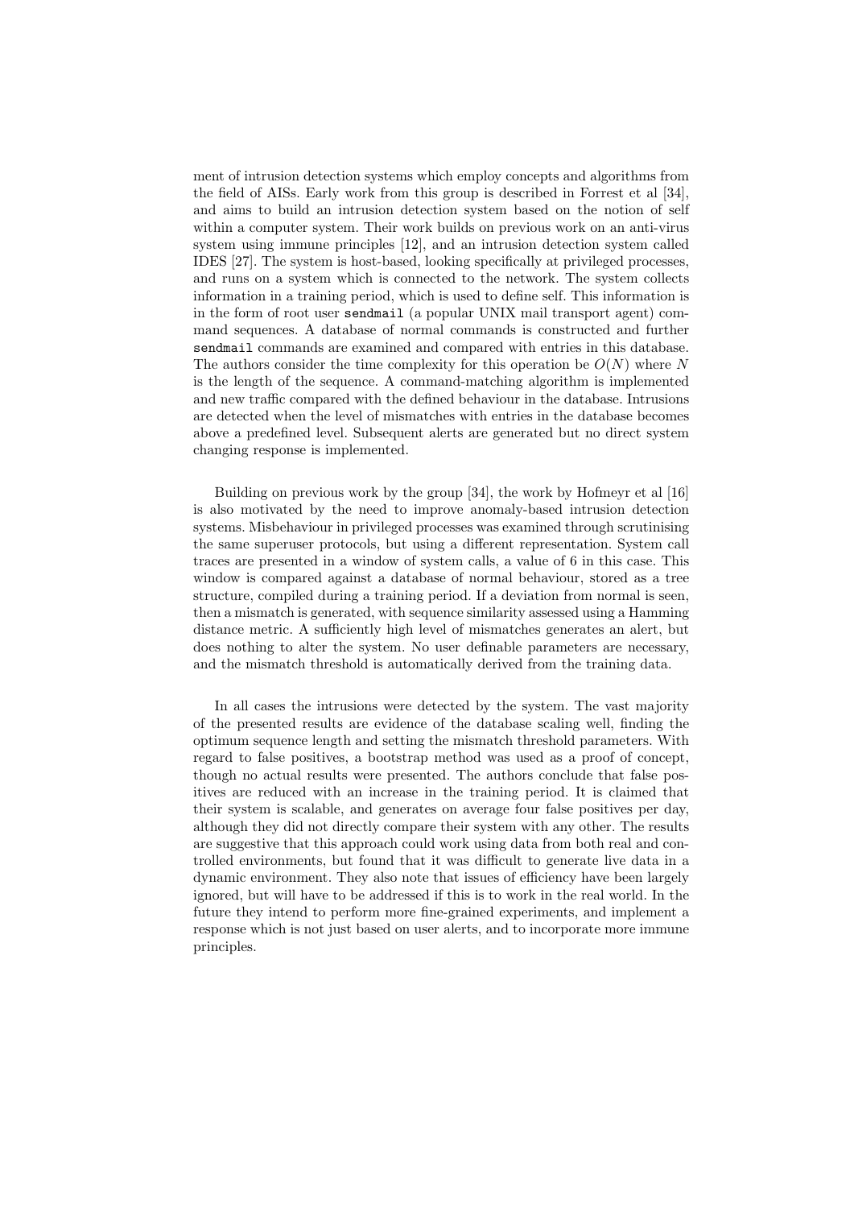ment of intrusion detection systems which employ concepts and algorithms from the field of AISs. Early work from this group is described in Forrest et al [34], and aims to build an intrusion detection system based on the notion of self within a computer system. Their work builds on previous work on an anti-virus system using immune principles [12], and an intrusion detection system called IDES [27]. The system is host-based, looking specifically at privileged processes, and runs on a system which is connected to the network. The system collects information in a training period, which is used to define self. This information is in the form of root user `sendmail` (a popular UNIX mail transport agent) command sequences. A database of normal commands is constructed and further `sendmail` commands are examined and compared with entries in this database. The authors consider the time complexity for this operation be $O(N)$ where $N$ is the length of the sequence. A command-matching algorithm is implemented and new traffic compared with the defined behaviour in the database. Intrusions are detected when the level of mismatches with entries in the database becomes above a predefined level. Subsequent alerts are generated but no direct system changing response is implemented.

Building on previous work by the group [34], the work by Hofmeyr et al [16] is also motivated by the need to improve anomaly-based intrusion detection systems. Misbehaviour in privileged processes was examined through scrutinising the same superuser protocols, but using a different representation. System call traces are presented in a window of system calls, a value of 6 in this case. This window is compared against a database of normal behaviour, stored as a tree structure, compiled during a training period. If a deviation from normal is seen, then a mismatch is generated, with sequence similarity assessed using a Hamming distance metric. A sufficiently high level of mismatches generates an alert, but does nothing to alter the system. No user definable parameters are necessary, and the mismatch threshold is automatically derived from the training data.

In all cases the intrusions were detected by the system. The vast majority of the presented results are evidence of the database scaling well, finding the optimum sequence length and setting the mismatch threshold parameters. With regard to false positives, a bootstrap method was used as a proof of concept, though no actual results were presented. The authors conclude that false positives are reduced with an increase in the training period. It is claimed that their system is scalable, and generates on average four false positives per day, although they did not directly compare their system with any other. The results are suggestive that this approach could work using data from both real and controlled environments, but found that it was difficult to generate live data in a dynamic environment. They also note that issues of efficiency have been largely ignored, but will have to be addressed if this is to work in the real world. In the future they intend to perform more fine-grained experiments, and implement a response which is not just based on user alerts, and to incorporate more immune principles.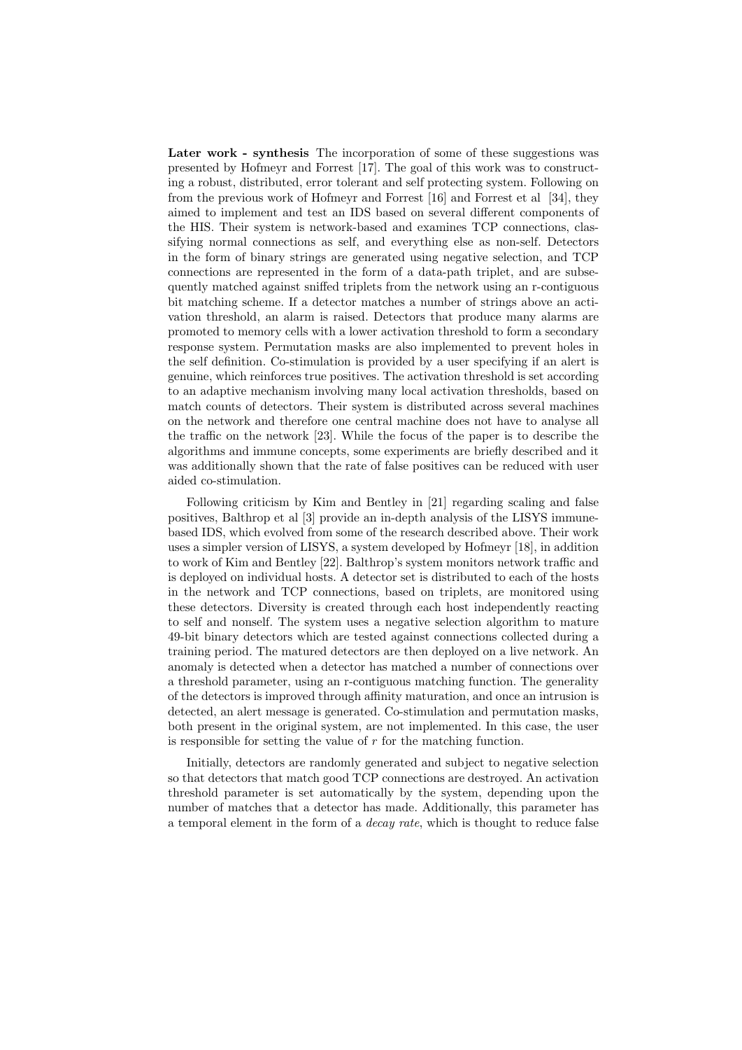**Later work - synthesis** The incorporation of some of these suggestions was presented by Hofmeyr and Forrest [17]. The goal of this work was to constructing a robust, distributed, error tolerant and self protecting system. Following on from the previous work of Hofmeyr and Forrest [16] and Forrest et al [34], they aimed to implement and test an IDS based on several different components of the HIS. Their system is network-based and examines TCP connections, classifying normal connections as self, and everything else as non-self. Detectors in the form of binary strings are generated using negative selection, and TCP connections are represented in the form of a data-path triplet, and are subsequently matched against sniffed triplets from the network using an r-contiguous bit matching scheme. If a detector matches a number of strings above an activation threshold, an alarm is raised. Detectors that produce many alarms are promoted to memory cells with a lower activation threshold to form a secondary response system. Permutation masks are also implemented to prevent holes in the self definition. Co-stimulation is provided by a user specifying if an alert is genuine, which reinforces true positives. The activation threshold is set according to an adaptive mechanism involving many local activation thresholds, based on match counts of detectors. Their system is distributed across several machines on the network and therefore one central machine does not have to analyse all the traffic on the network [23]. While the focus of the paper is to describe the algorithms and immune concepts, some experiments are briefly described and it was additionally shown that the rate of false positives can be reduced with user aided co-stimulation.

Following criticism by Kim and Bentley in [21] regarding scaling and false positives, Balthrop et al [3] provide an in-depth analysis of the LISYS immune-based IDS, which evolved from some of the research described above. Their work uses a simpler version of LISYS, a system developed by Hofmeyr [18], in addition to work of Kim and Bentley [22]. Balthrop's system monitors network traffic and is deployed on individual hosts. A detector set is distributed to each of the hosts in the network and TCP connections, based on triplets, are monitored using these detectors. Diversity is created through each host independently reacting to self and nonself. The system uses a negative selection algorithm to mature 49-bit binary detectors which are tested against connections collected during a training period. The matured detectors are then deployed on a live network. An anomaly is detected when a detector has matched a number of connections over a threshold parameter, using an r-contiguous matching function. The generality of the detectors is improved through affinity maturation, and once an intrusion is detected, an alert message is generated. Co-stimulation and permutation masks, both present in the original system, are not implemented. In this case, the user is responsible for setting the value of $r$ for the matching function.

Initially, detectors are randomly generated and subject to negative selection so that detectors that match good TCP connections are destroyed. An activation threshold parameter is set automatically by the system, depending upon the number of matches that a detector has made. Additionally, this parameter has a temporal element in the form of a *decay rate*, which is thought to reduce false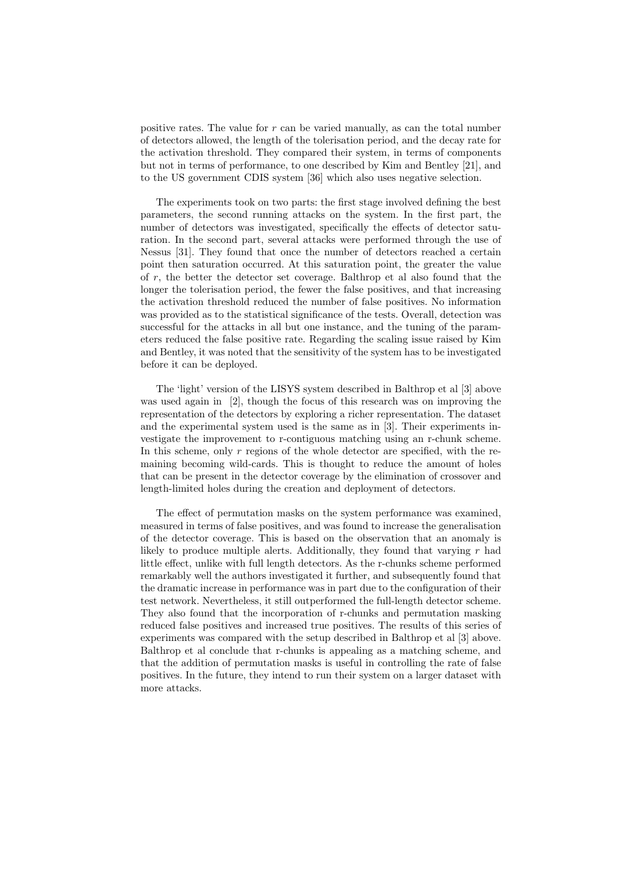positive rates. The value for $r$ can be varied manually, as can the total number of detectors allowed, the length of the tolerisation period, and the decay rate for the activation threshold. They compared their system, in terms of components but not in terms of performance, to one described by Kim and Bentley [21], and to the US government CDIS system [36] which also uses negative selection.

The experiments took on two parts: the first stage involved defining the best parameters, the second running attacks on the system. In the first part, the number of detectors was investigated, specifically the effects of detector saturation. In the second part, several attacks were performed through the use of Nessus [31]. They found that once the number of detectors reached a certain point then saturation occurred. At this saturation point, the greater the value of $r$, the better the detector set coverage. Balthrop et al also found that the longer the tolerisation period, the fewer the false positives, and that increasing the activation threshold reduced the number of false positives. No information was provided as to the statistical significance of the tests. Overall, detection was successful for the attacks in all but one instance, and the tuning of the parameters reduced the false positive rate. Regarding the scaling issue raised by Kim and Bentley, it was noted that the sensitivity of the system has to be investigated before it can be deployed.

The 'light' version of the LISYS system described in Balthrop et al [3] above was used again in [2], though the focus of this research was on improving the representation of the detectors by exploring a richer representation. The dataset and the experimental system used is the same as in [3]. Their experiments investigate the improvement to r-contiguous matching using an r-chunk scheme. In this scheme, only $r$ regions of the whole detector are specified, with the remaining becoming wild-cards. This is thought to reduce the amount of holes that can be present in the detector coverage by the elimination of crossover and length-limited holes during the creation and deployment of detectors.

The effect of permutation masks on the system performance was examined, measured in terms of false positives, and was found to increase the generalisation of the detector coverage. This is based on the observation that an anomaly is likely to produce multiple alerts. Additionally, they found that varying $r$ had little effect, unlike with full length detectors. As the r-chunks scheme performed remarkably well the authors investigated it further, and subsequently found that the dramatic increase in performance was in part due to the configuration of their test network. Nevertheless, it still outperformed the full-length detector scheme. They also found that the incorporation of r-chunks and permutation masking reduced false positives and increased true positives. The results of this series of experiments was compared with the setup described in Balthrop et al [3] above. Balthrop et al conclude that r-chunks is appealing as a matching scheme, and that the addition of permutation masks is useful in controlling the rate of false positives. In the future, they intend to run their system on a larger dataset with more attacks.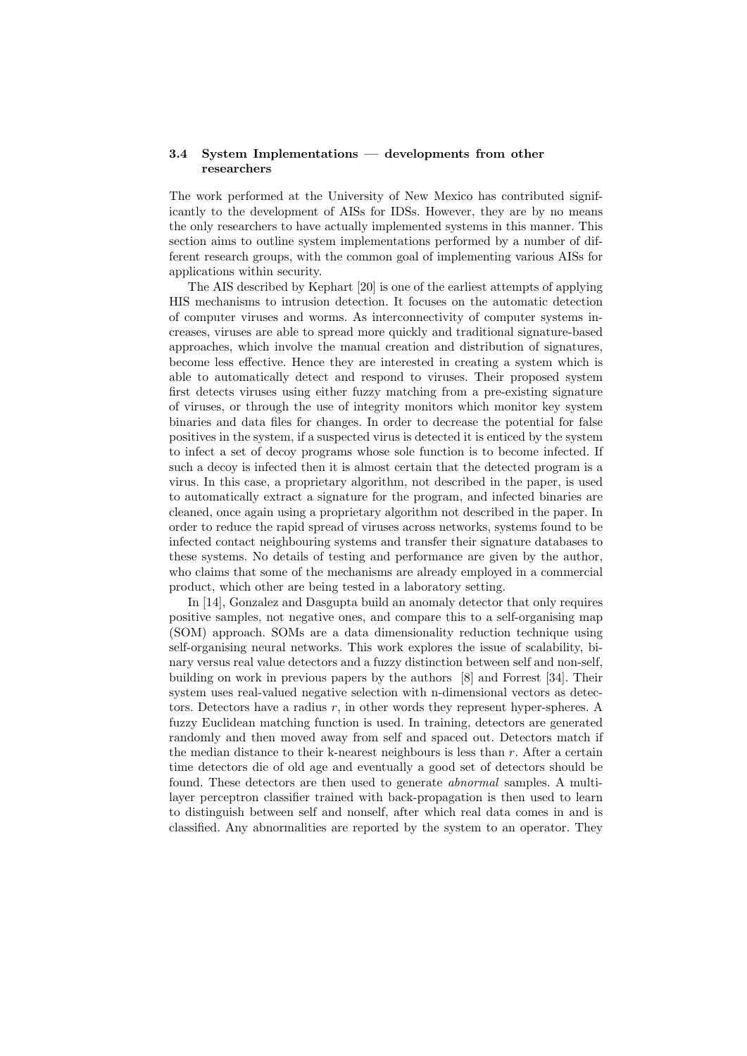### 3.4 System Implementations — developments from other researchers

The work performed at the University of New Mexico has contributed significantly to the development of AISs for IDSs. However, they are by no means the only researchers to have actually implemented systems in this manner. This section aims to outline system implementations performed by a number of different research groups, with the common goal of implementing various AISs for applications within security.

The AIS described by Kephart [20] is one of the earliest attempts of applying HIS mechanisms to intrusion detection. It focuses on the automatic detection of computer viruses and worms. As interconnectivity of computer systems increases, viruses are able to spread more quickly and traditional signature-based approaches, which involve the manual creation and distribution of signatures, become less effective. Hence they are interested in creating a system which is able to automatically detect and respond to viruses. Their proposed system first detects viruses using either fuzzy matching from a pre-existing signature of viruses, or through the use of integrity monitors which monitor key system binaries and data files for changes. In order to decrease the potential for false positives in the system, if a suspected virus is detected it is enticed by the system to infect a set of decoy programs whose sole function is to become infected. If such a decoy is infected then it is almost certain that the detected program is a virus. In this case, a proprietary algorithm, not described in the paper, is used to automatically extract a signature for the program, and infected binaries are cleaned, once again using a proprietary algorithm not described in the paper. In order to reduce the rapid spread of viruses across networks, systems found to be infected contact neighbouring systems and transfer their signature databases to these systems. No details of testing and performance are given by the author, who claims that some of the mechanisms are already employed in a commercial product, which other are being tested in a laboratory setting.

In [14], Gonzalez and Dasgupta build an anomaly detector that only requires positive samples, not negative ones, and compare this to a self-organising map (SOM) approach. SOMs are a data dimensionality reduction technique using self-organising neural networks. This work explores the issue of scalability, binary versus real value detectors and a fuzzy distinction between self and non-self, building on work in previous papers by the authors [8] and Forrest [34]. Their system uses real-valued negative selection with n-dimensional vectors as detectors. Detectors have a radius $r$, in other words they represent hyper-spheres. A fuzzy Euclidean matching function is used. In training, detectors are generated randomly and then moved away from self and spaced out. Detectors match if the median distance to their k-nearest neighbours is less than $r$. After a certain time detectors die of old age and eventually a good set of detectors should be found. These detectors are then used to generate *abnormal* samples. A multi-layer perceptron classifier trained with back-propagation is then used to learn to distinguish between self and nonself, after which real data comes in and is classified. Any abnormalities are reported by the system to an operator. They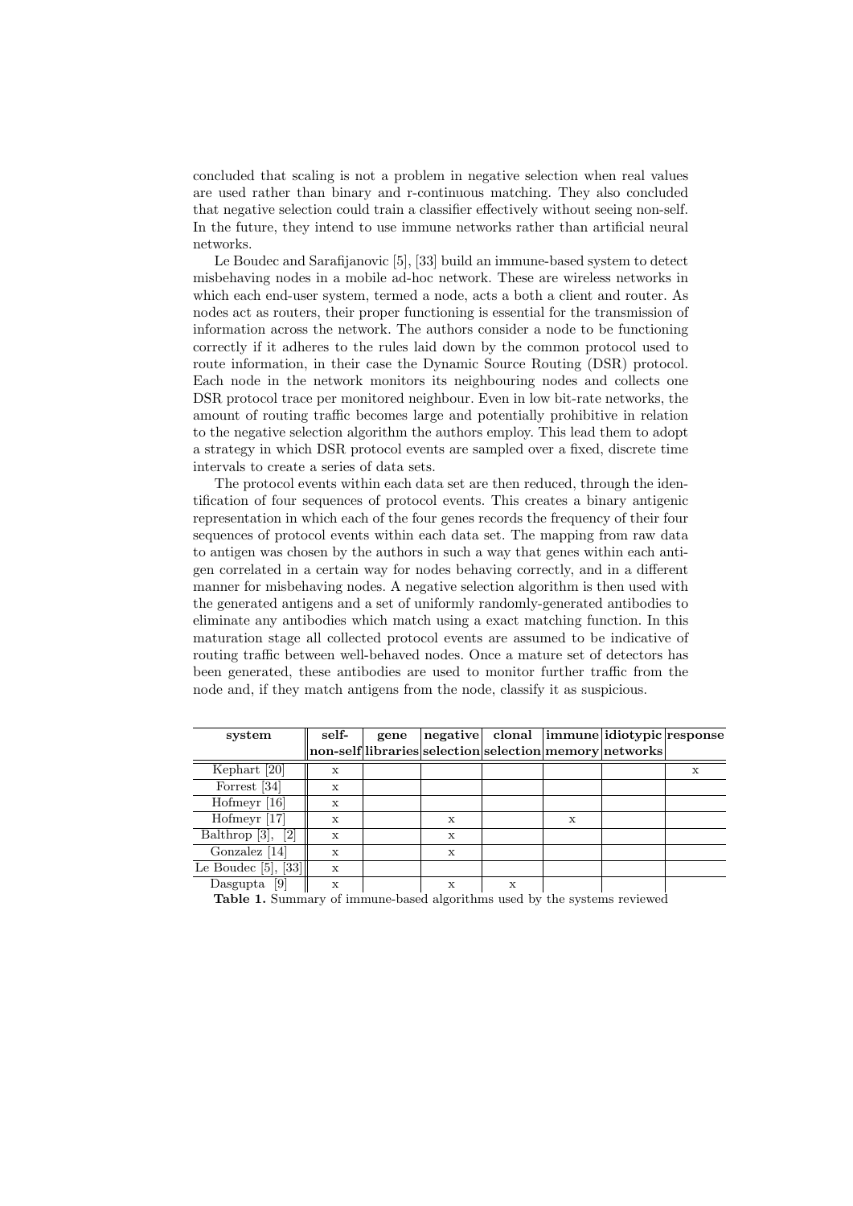concluded that scaling is not a problem in negative selection when real values are used rather than binary and r-continuous matching. They also concluded that negative selection could train a classifier effectively without seeing non-self. In the future, they intend to use immune networks rather than artificial neural networks.

Le Boudec and Sarafijanovic [5], [33] build an immune-based system to detect misbehaving nodes in a mobile ad-hoc network. These are wireless networks in which each end-user system, termed a node, acts a both a client and router. As nodes act as routers, their proper functioning is essential for the transmission of information across the network. The authors consider a node to be functioning correctly if it adheres to the rules laid down by the common protocol used to route information, in their case the Dynamic Source Routing (DSR) protocol. Each node in the network monitors its neighbouring nodes and collects one DSR protocol trace per monitored neighbour. Even in low bit-rate networks, the amount of routing traffic becomes large and potentially prohibitive in relation to the negative selection algorithm the authors employ. This lead them to adopt a strategy in which DSR protocol events are sampled over a fixed, discrete time intervals to create a series of data sets.

The protocol events within each data set are then reduced, through the identification of four sequences of protocol events. This creates a binary antigenic representation in which each of the four genes records the frequency of their four sequences of protocol events within each data set. The mapping from raw data to antigen was chosen by the authors in such a way that genes within each antigen correlated in a certain way for nodes behaving correctly, and in a different manner for misbehaving nodes. A negative selection algorithm is then used with the generated antigens and a set of uniformly randomly-generated antibodies to eliminate any antibodies which match using a exact matching function. In this maturation stage all collected protocol events are assumed to be indicative of routing traffic between well-behaved nodes. Once a mature set of detectors has been generated, these antibodies are used to monitor further traffic from the node and, if they match antigens from the node, classify it as suspicious.

| system | self-non-self | gene libraries | negative selection | clonal selection | immune memory | idiotypic networks | response |
|---|---|---|---|---|---|---|---|
| Kephart [20] | x | | | | | | x |
| Forrest [34] | x | | | | | | |
| Hofmeyr [16] | x | | | | | | |
| Hofmeyr [17] | x | | x | | x | | |
| Balthrop [3], [2] | x | | x | | | | |
| Gonzalez [14] | x | | x | | | | |
| Le Boudec [5], [33] | x | | | | | | |
| Dasgupta [9] | x | | x | x | | | |

**Table 1.** Summary of immune-based algorithms used by the systems reviewed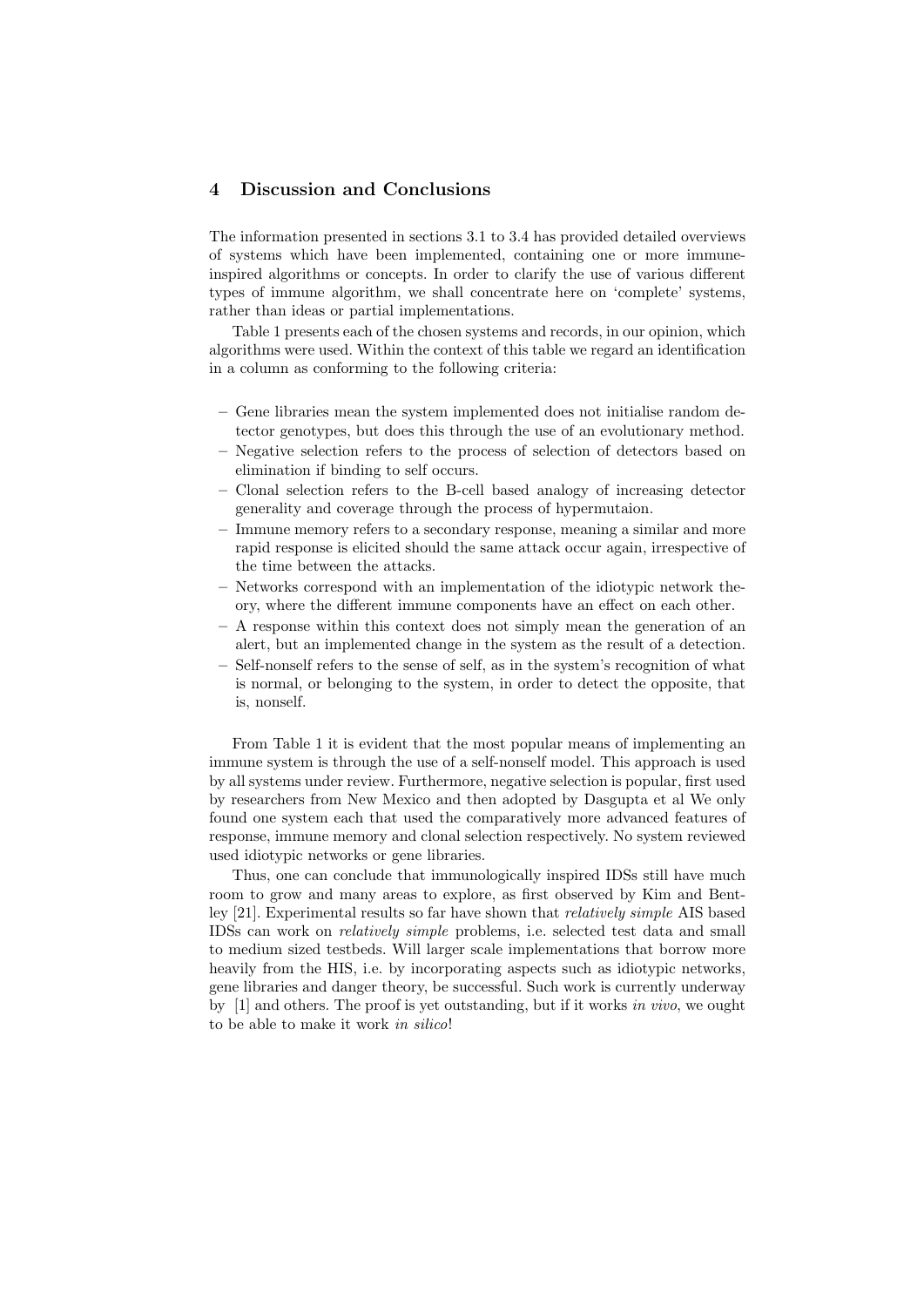## 4 Discussion and Conclusions

The information presented in sections 3.1 to 3.4 has provided detailed overviews of systems which have been implemented, containing one or more immune-inspired algorithms or concepts. In order to clarify the use of various different types of immune algorithm, we shall concentrate here on 'complete' systems, rather than ideas or partial implementations.

Table 1 presents each of the chosen systems and records, in our opinion, which algorithms were used. Within the context of this table we regard an identification in a column as conforming to the following criteria:

- Gene libraries mean the system implemented does not initialise random detector genotypes, but does this through the use of an evolutionary method.
- Negative selection refers to the process of selection of detectors based on elimination if binding to self occurs.
- Clonal selection refers to the B-cell based analogy of increasing detector generality and coverage through the process of hypermutaion.
- Immune memory refers to a secondary response, meaning a similar and more rapid response is elicited should the same attack occur again, irrespective of the time between the attacks.
- Networks correspond with an implementation of the idiotypic network theory, where the different immune components have an effect on each other.
- A response within this context does not simply mean the generation of an alert, but an implemented change in the system as the result of a detection.
- Self-nonself refers to the sense of self, as in the system's recognition of what is normal, or belonging to the system, in order to detect the opposite, that is, nonself.

From Table 1 it is evident that the most popular means of implementing an immune system is through the use of a self-nonself model. This approach is used by all systems under review. Furthermore, negative selection is popular, first used by researchers from New Mexico and then adopted by Dasgupta et al We only found one system each that used the comparatively more advanced features of response, immune memory and clonal selection respectively. No system reviewed used idiotypic networks or gene libraries.

Thus, one can conclude that immunologically inspired IDSs still have much room to grow and many areas to explore, as first observed by Kim and Bentley [21]. Experimental results so far have shown that *relatively simple* AIS based IDSs can work on *relatively simple* problems, i.e. selected test data and small to medium sized testbeds. Will larger scale implementations that borrow more heavily from the HIS, i.e. by incorporating aspects such as idiotypic networks, gene libraries and danger theory, be successful. Such work is currently underway by [1] and others. The proof is yet outstanding, but if it works *in vivo*, we ought to be able to make it work *in silico*!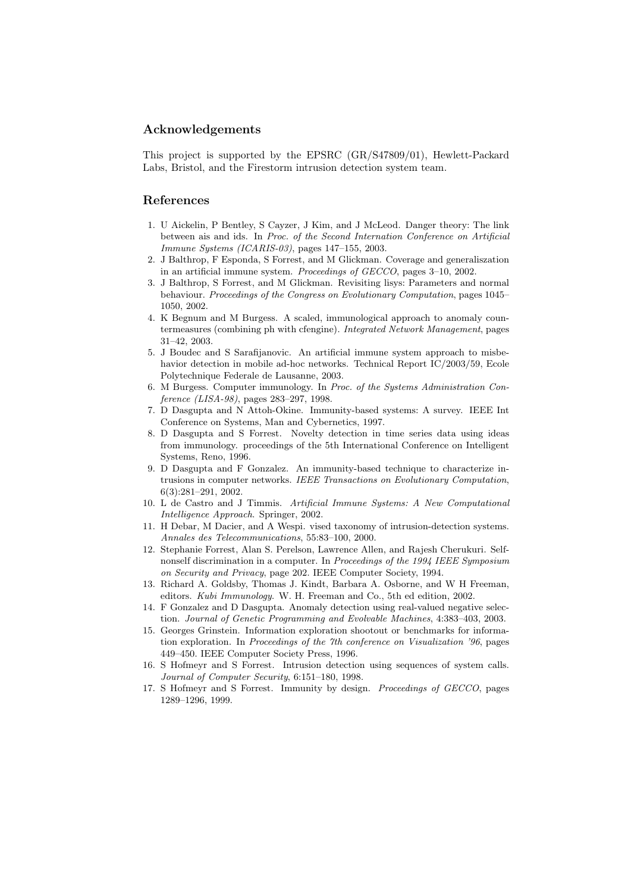## Acknowledgements

This project is supported by the EPSRC (GR/S47809/01), Hewlett-Packard Labs, Bristol, and the Firestorm intrusion detection system team.

## References

1. U Aickelin, P Bentley, S Cayzer, J Kim, and J McLeod. Danger theory: The link between ais and ids. In *Proc. of the Second Internation Conference on Artificial Immune Systems (ICARIS-03)*, pages 147–155, 2003.
2. J Balthrop, F Esponda, S Forrest, and M Glickman. Coverage and generaliszation in an artificial immune system. *Proceedings of GECCO*, pages 3–10, 2002.
3. J Balthrop, S Forrest, and M Glickman. Revisiting lisys: Parameters and normal behaviour. *Proceedings of the Congress on Evolutionary Computation*, pages 1045–1050, 2002.
4. K Begnum and M Burgess. A scaled, immunological approach to anomaly countermeasures (combining ph with cfengine). *Integrated Network Management*, pages 31–42, 2003.
5. J Boudec and S Sarafijanovic. An artificial immune system approach to misbehavior detection in mobile ad-hoc networks. Technical Report IC/2003/59, Ecole Polytechnique Federale de Lausanne, 2003.
6. M Burgess. Computer immunology. In *Proc. of the Systems Administration Conference (LISA-98)*, pages 283–297, 1998.
7. D Dasgupta and N Attoh-Okine. Immunity-based systems: A survey. IEEE Int Conference on Systems, Man and Cybernetics, 1997.
8. D Dasgupta and S Forrest. Novelty detection in time series data using ideas from immunology. proceedings of the 5th International Conference on Intelligent Systems, Reno, 1996.
9. D Dasgupta and F Gonzalez. An immunity-based technique to characterize intrusions in computer networks. *IEEE Transactions on Evolutionary Computation*, 6(3):281–291, 2002.
10. L de Castro and J Timmis. *Artificial Immune Systems: A New Computational Intelligence Approach*. Springer, 2002.
11. H Debar, M Dacier, and A Wespi. vised taxonomy of intrusion-detection systems. *Annales des Telecommunications*, 55:83–100, 2000.
12. Stephanie Forrest, Alan S. Perelson, Lawrence Allen, and Rajesh Cherukuri. Self-nonself discrimination in a computer. In *Proceedings of the 1994 IEEE Symposium on Security and Privacy*, page 202. IEEE Computer Society, 1994.
13. Richard A. Goldsby, Thomas J. Kindt, Barbara A. Osborne, and W H Freeman, editors. *Kubi Immunology*. W. H. Freeman and Co., 5th ed edition, 2002.
14. F Gonzalez and D Dasgupta. Anomaly detection using real-valued negative selection. *Journal of Genetic Programming and Evolvable Machines*, 4:383–403, 2003.
15. Georges Grinstein. Information exploration shootout or benchmarks for information exploration. In *Proceedings of the 7th conference on Visualization '96*, pages 449–450. IEEE Computer Society Press, 1996.
16. S Hofmeyr and S Forrest. Intrusion detection using sequences of system calls. *Journal of Computer Security*, 6:151–180, 1998.
17. S Hofmeyr and S Forrest. Immunity by design. *Proceedings of GECCO*, pages 1289–1296, 1999.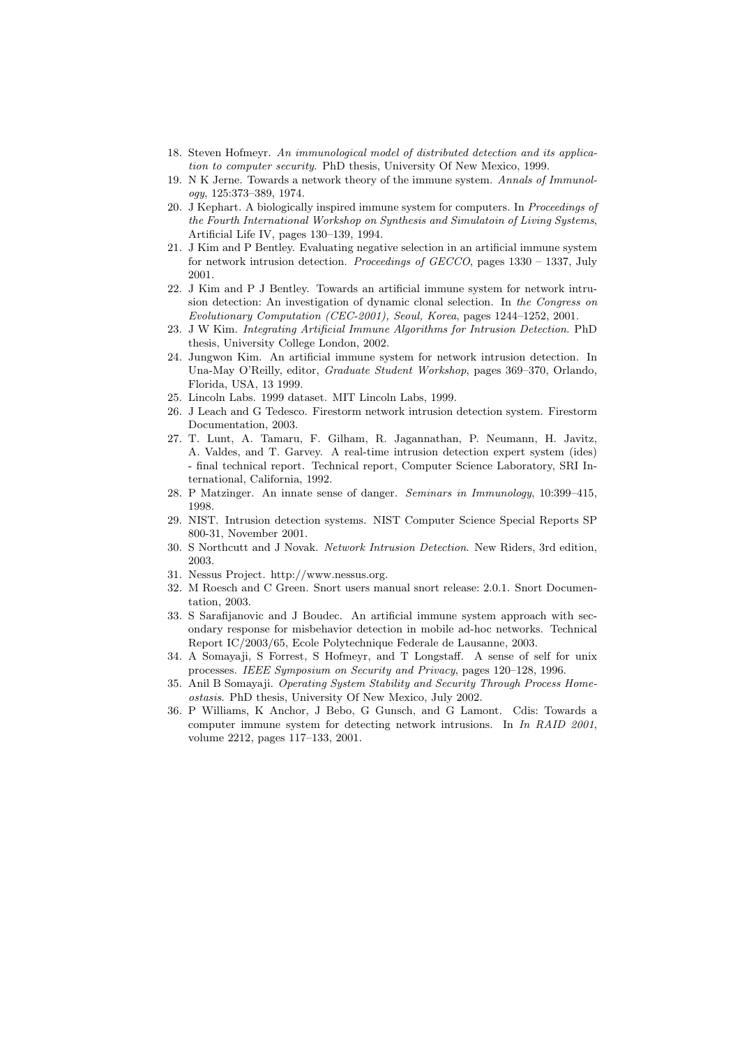18. Steven Hofmeyr. *An immunological model of distributed detection and its application to computer security*. PhD thesis, University Of New Mexico, 1999.
19. N K Jerne. Towards a network theory of the immune system. *Annals of Immunology*, 125:373–389, 1974.
20. J Kephart. A biologically inspired immune system for computers. In *Proceedings of the Fourth International Workshop on Synthesis and Simulatoin of Living Systems*, Artificial Life IV, pages 130–139, 1994.
21. J Kim and P Bentley. Evaluating negative selection in an artificial immune system for network intrusion detection. *Proceedings of GECCO*, pages 1330 – 1337, July 2001.
22. J Kim and P J Bentley. Towards an artificial immune system for network intrusion detection: An investigation of dynamic clonal selection. In *the Congress on Evolutionary Computation (CEC-2001), Seoul, Korea*, pages 1244–1252, 2001.
23. J W Kim. *Integrating Artificial Immune Algorithms for Intrusion Detection*. PhD thesis, University College London, 2002.
24. Jungwon Kim. An artificial immune system for network intrusion detection. In Una-May O'Reilly, editor, *Graduate Student Workshop*, pages 369–370, Orlando, Florida, USA, 13 1999.
25. Lincoln Labs. 1999 dataset. MIT Lincoln Labs, 1999.
26. J Leach and G Tedesco. Firestorm network intrusion detection system. Firestorm Documentation, 2003.
27. T. Lunt, A. Tamaru, F. Gilham, R. Jagannathan, P. Neumann, H. Javitz, A. Valdes, and T. Garvey. A real-time intrusion detection expert system (ides) - final technical report. Technical report, Computer Science Laboratory, SRI International, California, 1992.
28. P Matzinger. An innate sense of danger. *Seminars in Immunology*, 10:399–415, 1998.
29. NIST. Intrusion detection systems. NIST Computer Science Special Reports SP 800-31, November 2001.
30. S Northcutt and J Novak. *Network Intrusion Detection*. New Riders, 3rd edition, 2003.
31. Nessus Project. http://www.nessus.org.
32. M Roesch and C Green. Snort users manual snort release: 2.0.1. Snort Documentation, 2003.
33. S Sarafijanovic and J Boudec. An artificial immune system approach with secondary response for misbehavior detection in mobile ad-hoc networks. Technical Report IC/2003/65, Ecole Polytechnique Federale de Lausanne, 2003.
34. A Somayaji, S Forrest, S Hofmeyr, and T Longstaff. A sense of self for unix processes. *IEEE Symposium on Security and Privacy*, pages 120–128, 1996.
35. Anil B Somayaji. *Operating System Stability and Security Through Process Homeostasis*. PhD thesis, University Of New Mexico, July 2002.
36. P Williams, K Anchor, J Bebo, G Gunsch, and G Lamont. Cdis: Towards a computer immune system for detecting network intrusions. In *In RAID 2001*, volume 2212, pages 117–133, 2001.